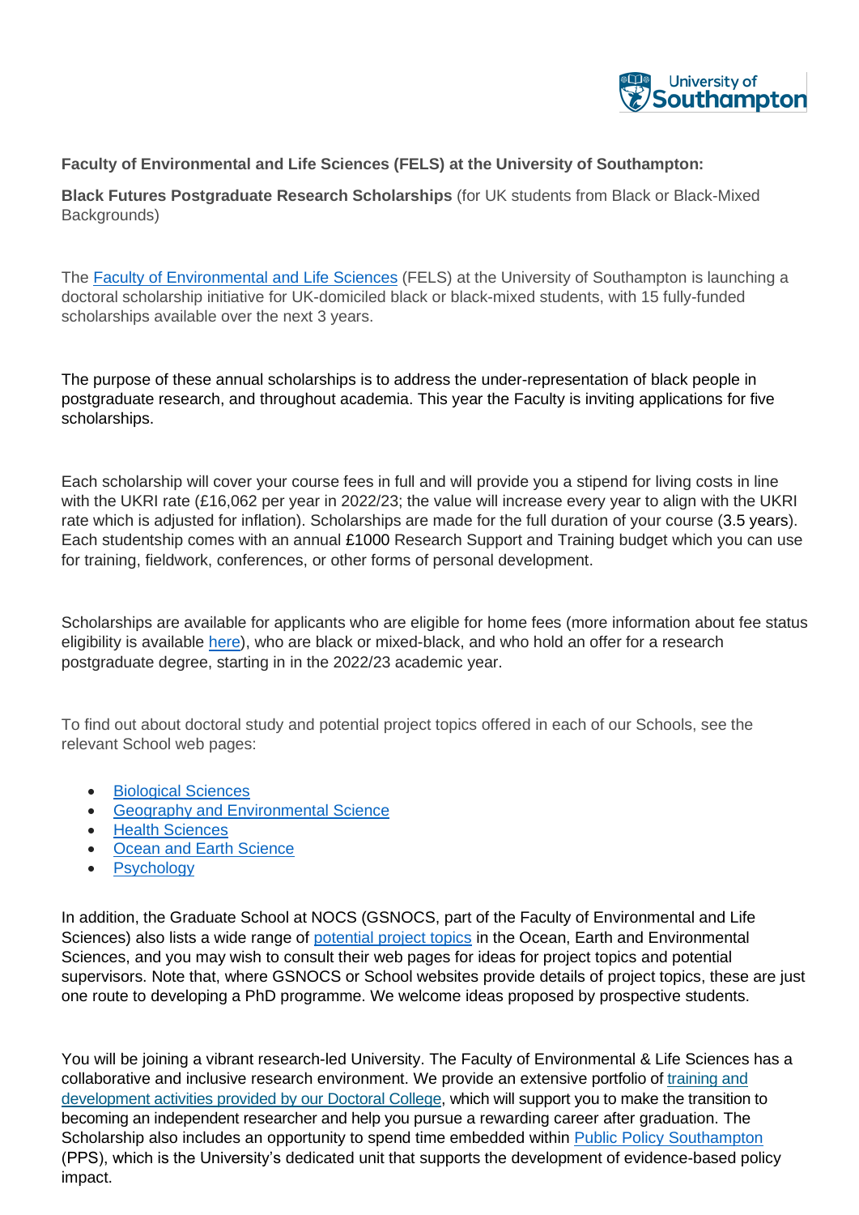**Faculty of Environmental and Life Sciences (FELS) at the University of Southampton:**

**Black Futures Postgraduate Research Scholarships** (for UK students from Black or Black-Mixed Backgrounds)

The Faculty of Environmental and Life Sciences (FELS) at the University of Southampton is launching a doctoral scholarship initiative for UK-domiciled black or black-mixed students, with 15 fully-funded scholarships available over the next 3 years.

The purpose of these annual scholarships is to address the under-representation of black people in postgraduate research, and throughout academia. This year the Faculty is inviting applications for five scholarships.

Each scholarship will cover your course fees in full and will provide you a stipend for living costs in line with the UKRI rate (£16,062 per year in 2022/23; the value will increase every year to align with the UKRI rate which is adjusted for inflation). Scholarships are made for the full duration of your course (3.5 years). Each studentship comes with an annual £1000 Research Support and Training budget which you can use for training, fieldwork, conferences, or other forms of personal development.

Scholarships are available for applicants who are eligible for home fees (more information about fee status eligibility is available here), who are black or mixed-black, and who hold an offer for a research postgraduate degree, starting in in the 2022/23 academic year.

To find out about doctoral study and potential project topics offered in each of our Schools, see the relevant School web pages:

- Biological Sciences
- Geography and Environmental Science
- Health Sciences
- Ocean and Earth Science
- Psychology

In addition, the Graduate School at NOCS (GSNOCS, part of the Faculty of Environmental and Life Sciences) also lists a wide range of potential project topics in the Ocean, Earth and Environmental Sciences, and you may wish to consult their web pages for ideas for project topics and potential supervisors. Note that, where GSNOCS or School websites provide details of project topics, these are just one route to developing a PhD programme. We welcome ideas proposed by prospective students.

You will be joining a vibrant research-led University. The Faculty of Environmental & Life Sciences has a collaborative and inclusive research environment. We provide an extensive portfolio of training and development activities provided by our Doctoral College, which will support you to make the transition to becoming an independent researcher and help you pursue a rewarding career after graduation. The Scholarship also includes an opportunity to spend time embedded within Public Policy Southampton (PPS), which is the University's dedicated unit that supports the development of evidence-based policy impact.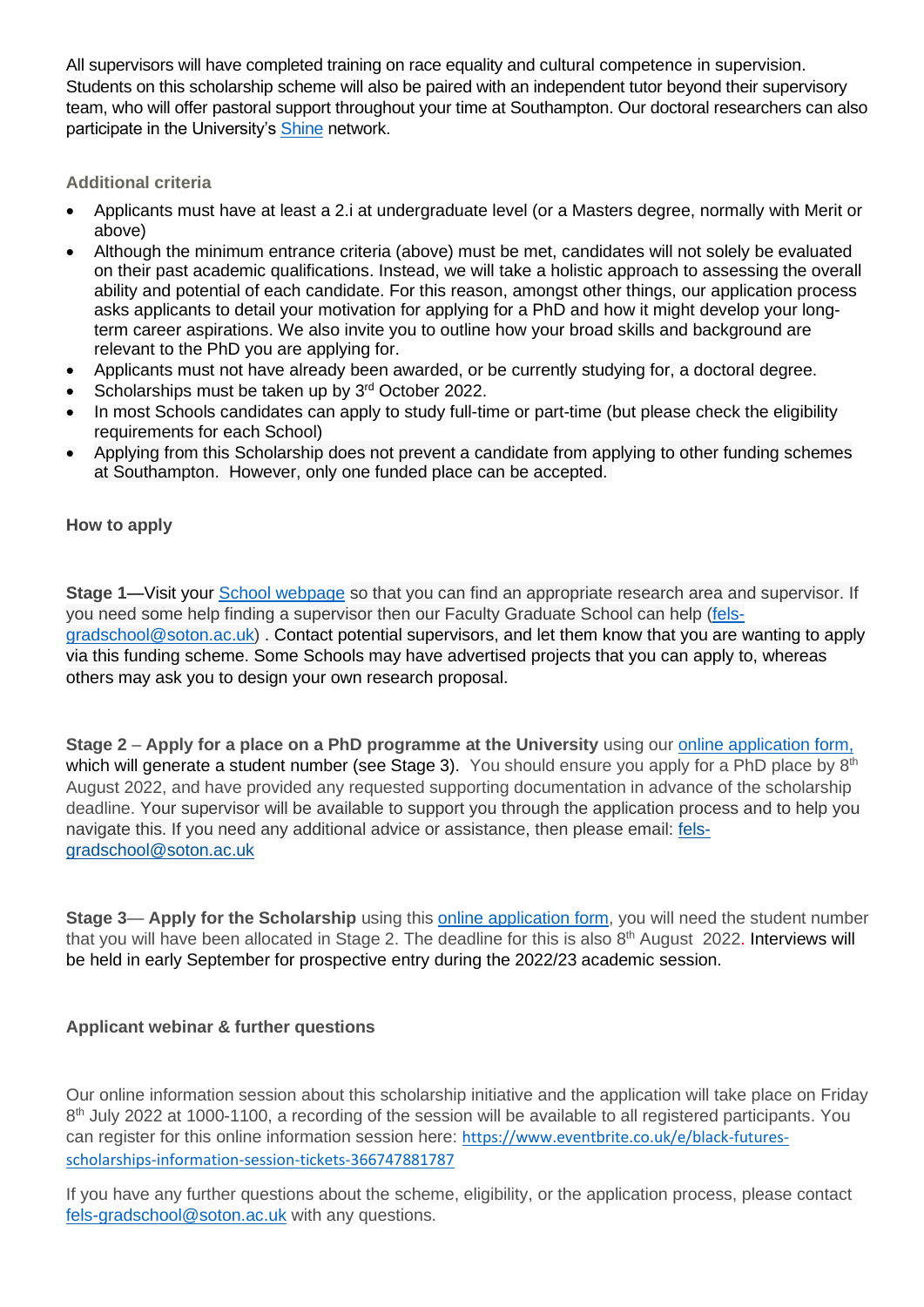All supervisors will have completed training on race equality and cultural competence in supervision. Students on this scholarship scheme will also be paired with an independent tutor beyond their supervisory team, who will offer pastoral support throughout your time at Southampton. Our doctoral researchers can also participate in the University's Shine network.

### Additional criteria

- Applicants must have at least a 2.i at undergraduate level (or a Masters degree, normally with Merit or above)
- Although the minimum entrance criteria (above) must be met, candidates will not solely be evaluated on their past academic qualifications. Instead, we will take a holistic approach to assessing the overall ability and potential of each candidate. For this reason, amongst other things, our application process asks applicants to detail your motivation for applying for a PhD and how it might develop your long-term career aspirations. We also invite you to outline how your broad skills and background are relevant to the PhD you are applying for.
- Applicants must not have already been awarded, or be currently studying for, a doctoral degree.
- Scholarships must be taken up by 3rd October 2022.
- In most Schools candidates can apply to study full-time or part-time (but please check the eligibility requirements for each School)
- Applying from this Scholarship does not prevent a candidate from applying to other funding schemes at Southampton. However, only one funded place can be accepted.

### How to apply

**Stage 1**—Visit your School webpage so that you can find an appropriate research area and supervisor. If you need some help finding a supervisor then our Faculty Graduate School can help (fels-gradschool@soton.ac.uk) . Contact potential supervisors, and let them know that you are wanting to apply via this funding scheme. Some Schools may have advertised projects that you can apply to, whereas others may ask you to design your own research proposal.

**Stage 2** – **Apply for a place on a PhD programme at the University** using our online application form, which will generate a student number (see Stage 3). You should ensure you apply for a PhD place by 8th August 2022, and have provided any requested supporting documentation in advance of the scholarship deadline. Your supervisor will be available to support you through the application process and to help you navigate this. If you need any additional advice or assistance, then please email: fels-gradschool@soton.ac.uk

**Stage 3**— **Apply for the Scholarship** using this online application form, you will need the student number that you will have been allocated in Stage 2. The deadline for this is also 8th August 2022. Interviews will be held in early September for prospective entry during the 2022/23 academic session.

### Applicant webinar & further questions

Our online information session about this scholarship initiative and the application will take place on Friday 8th July 2022 at 1000-1100, a recording of the session will be available to all registered participants. You can register for this online information session here: https://www.eventbrite.co.uk/e/black-futures-scholarships-information-session-tickets-366747881787

If you have any further questions about the scheme, eligibility, or the application process, please contact fels-gradschool@soton.ac.uk with any questions.